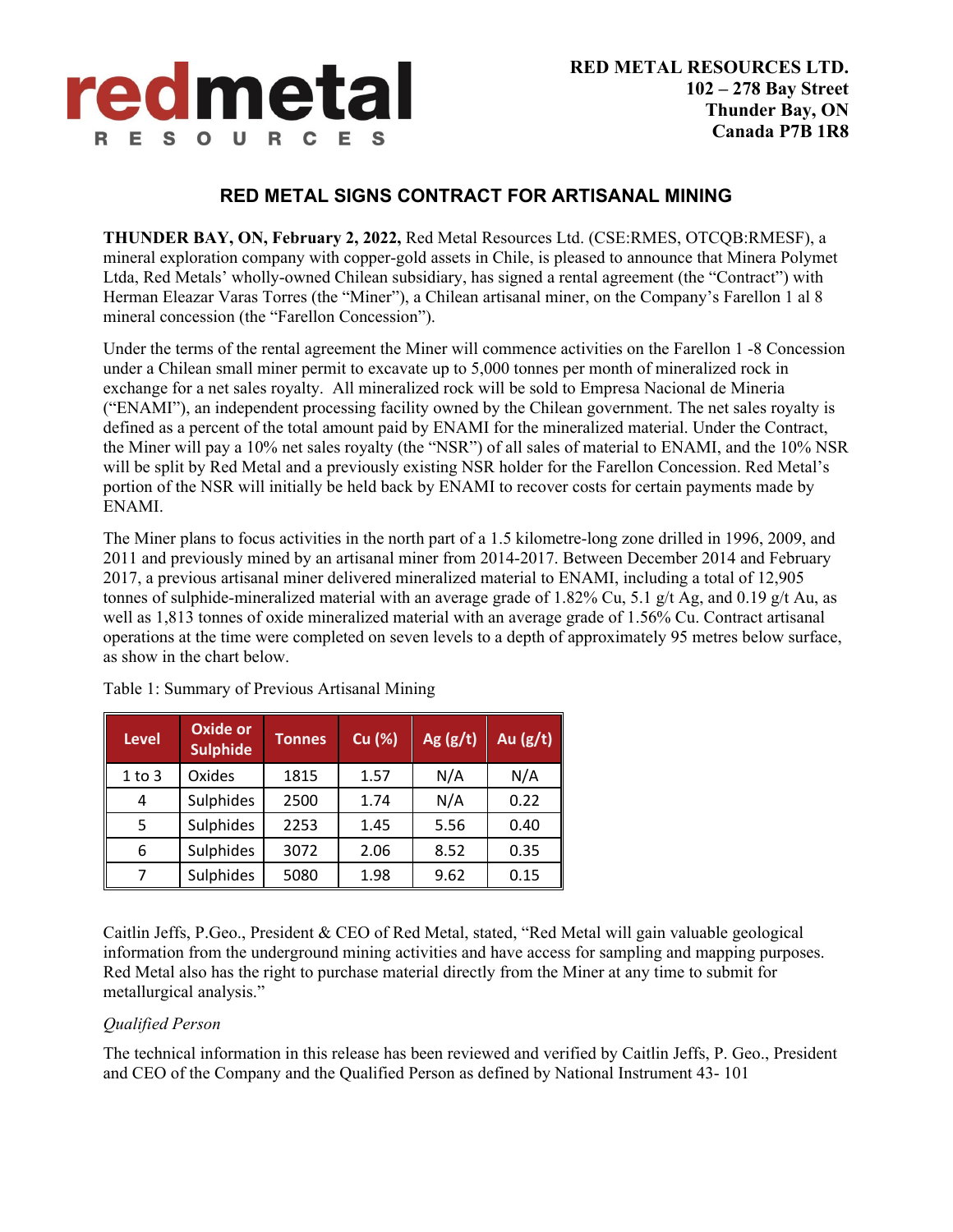redmetal RESOURCES

**RED METAL RESOURCES LTD.**
**102 – 278 Bay Street**
**Thunder Bay, ON**
**Canada P7B 1R8**

## RED METAL SIGNS CONTRACT FOR ARTISANAL MINING

**THUNDER BAY, ON, February 2, 2022,** Red Metal Resources Ltd. (CSE:RMES, OTCQB:RMESF), a mineral exploration company with copper-gold assets in Chile, is pleased to announce that Minera Polymet Ltda, Red Metals' wholly-owned Chilean subsidiary, has signed a rental agreement (the "Contract") with Herman Eleazar Varas Torres (the "Miner"), a Chilean artisanal miner, on the Company's Farellon 1 al 8 mineral concession (the "Farellon Concession").

Under the terms of the rental agreement the Miner will commence activities on the Farellon 1 -8 Concession under a Chilean small miner permit to excavate up to 5,000 tonnes per month of mineralized rock in exchange for a net sales royalty. All mineralized rock will be sold to Empresa Nacional de Mineria ("ENAMI"), an independent processing facility owned by the Chilean government. The net sales royalty is defined as a percent of the total amount paid by ENAMI for the mineralized material. Under the Contract, the Miner will pay a 10% net sales royalty (the "NSR") of all sales of material to ENAMI, and the 10% NSR will be split by Red Metal and a previously existing NSR holder for the Farellon Concession. Red Metal's portion of the NSR will initially be held back by ENAMI to recover costs for certain payments made by ENAMI.

The Miner plans to focus activities in the north part of a 1.5 kilometre-long zone drilled in 1996, 2009, and 2011 and previously mined by an artisanal miner from 2014-2017. Between December 2014 and February 2017, a previous artisanal miner delivered mineralized material to ENAMI, including a total of 12,905 tonnes of sulphide-mineralized material with an average grade of 1.82% Cu, 5.1 g/t Ag, and 0.19 g/t Au, as well as 1,813 tonnes of oxide mineralized material with an average grade of 1.56% Cu. Contract artisanal operations at the time were completed on seven levels to a depth of approximately 95 metres below surface, as show in the chart below.

Table 1: Summary of Previous Artisanal Mining

| Level | Oxide or Sulphide | Tonnes | Cu (%) | Ag (g/t) | Au (g/t) |
|---|---|---|---|---|---|
| 1 to 3 | Oxides | 1815 | 1.57 | N/A | N/A |
| 4 | Sulphides | 2500 | 1.74 | N/A | 0.22 |
| 5 | Sulphides | 2253 | 1.45 | 5.56 | 0.40 |
| 6 | Sulphides | 3072 | 2.06 | 8.52 | 0.35 |
| 7 | Sulphides | 5080 | 1.98 | 9.62 | 0.15 |

Caitlin Jeffs, P.Geo., President & CEO of Red Metal, stated, "Red Metal will gain valuable geological information from the underground mining activities and have access for sampling and mapping purposes. Red Metal also has the right to purchase material directly from the Miner at any time to submit for metallurgical analysis."

*Qualified Person*

The technical information in this release has been reviewed and verified by Caitlin Jeffs, P. Geo., President and CEO of the Company and the Qualified Person as defined by National Instrument 43- 101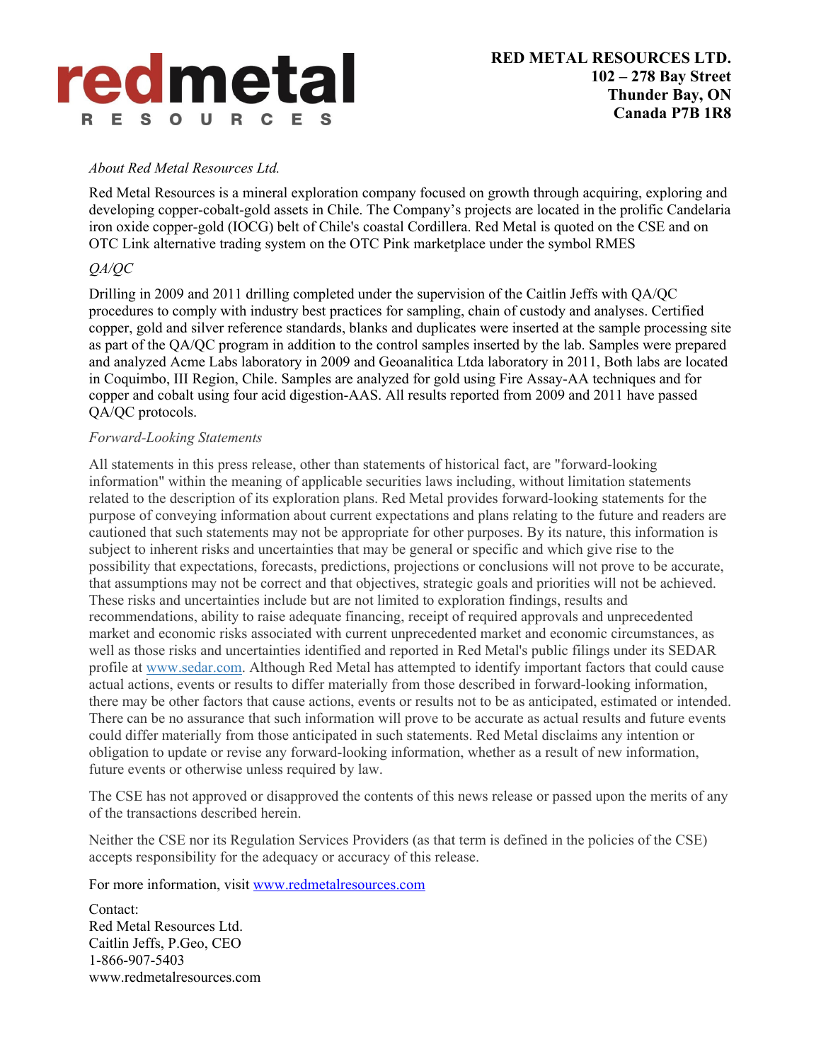**RED METAL RESOURCES LTD.**
**102 – 278 Bay Street**
**Thunder Bay, ON**
**Canada P7B 1R8**

*About Red Metal Resources Ltd.*

Red Metal Resources is a mineral exploration company focused on growth through acquiring, exploring and developing copper-cobalt-gold assets in Chile. The Company's projects are located in the prolific Candelaria iron oxide copper-gold (IOCG) belt of Chile's coastal Cordillera. Red Metal is quoted on the CSE and on OTC Link alternative trading system on the OTC Pink marketplace under the symbol RMES

*QA/QC*

Drilling in 2009 and 2011 drilling completed under the supervision of the Caitlin Jeffs with QA/QC procedures to comply with industry best practices for sampling, chain of custody and analyses. Certified copper, gold and silver reference standards, blanks and duplicates were inserted at the sample processing site as part of the QA/QC program in addition to the control samples inserted by the lab. Samples were prepared and analyzed Acme Labs laboratory in 2009 and Geoanalitica Ltda laboratory in 2011, Both labs are located in Coquimbo, III Region, Chile. Samples are analyzed for gold using Fire Assay-AA techniques and for copper and cobalt using four acid digestion-AAS. All results reported from 2009 and 2011 have passed QA/QC protocols.

*Forward-Looking Statements*

All statements in this press release, other than statements of historical fact, are "forward-looking information" within the meaning of applicable securities laws including, without limitation statements related to the description of its exploration plans. Red Metal provides forward-looking statements for the purpose of conveying information about current expectations and plans relating to the future and readers are cautioned that such statements may not be appropriate for other purposes. By its nature, this information is subject to inherent risks and uncertainties that may be general or specific and which give rise to the possibility that expectations, forecasts, predictions, projections or conclusions will not prove to be accurate, that assumptions may not be correct and that objectives, strategic goals and priorities will not be achieved. These risks and uncertainties include but are not limited to exploration findings, results and recommendations, ability to raise adequate financing, receipt of required approvals and unprecedented market and economic risks associated with current unprecedented market and economic circumstances, as well as those risks and uncertainties identified and reported in Red Metal's public filings under its SEDAR profile at www.sedar.com. Although Red Metal has attempted to identify important factors that could cause actual actions, events or results to differ materially from those described in forward-looking information, there may be other factors that cause actions, events or results not to be as anticipated, estimated or intended. There can be no assurance that such information will prove to be accurate as actual results and future events could differ materially from those anticipated in such statements. Red Metal disclaims any intention or obligation to update or revise any forward-looking information, whether as a result of new information, future events or otherwise unless required by law.

The CSE has not approved or disapproved the contents of this news release or passed upon the merits of any of the transactions described herein.

Neither the CSE nor its Regulation Services Providers (as that term is defined in the policies of the CSE) accepts responsibility for the adequacy or accuracy of this release.

For more information, visit www.redmetalresources.com

Contact:
Red Metal Resources Ltd.
Caitlin Jeffs, P.Geo, CEO
1-866-907-5403
www.redmetalresources.com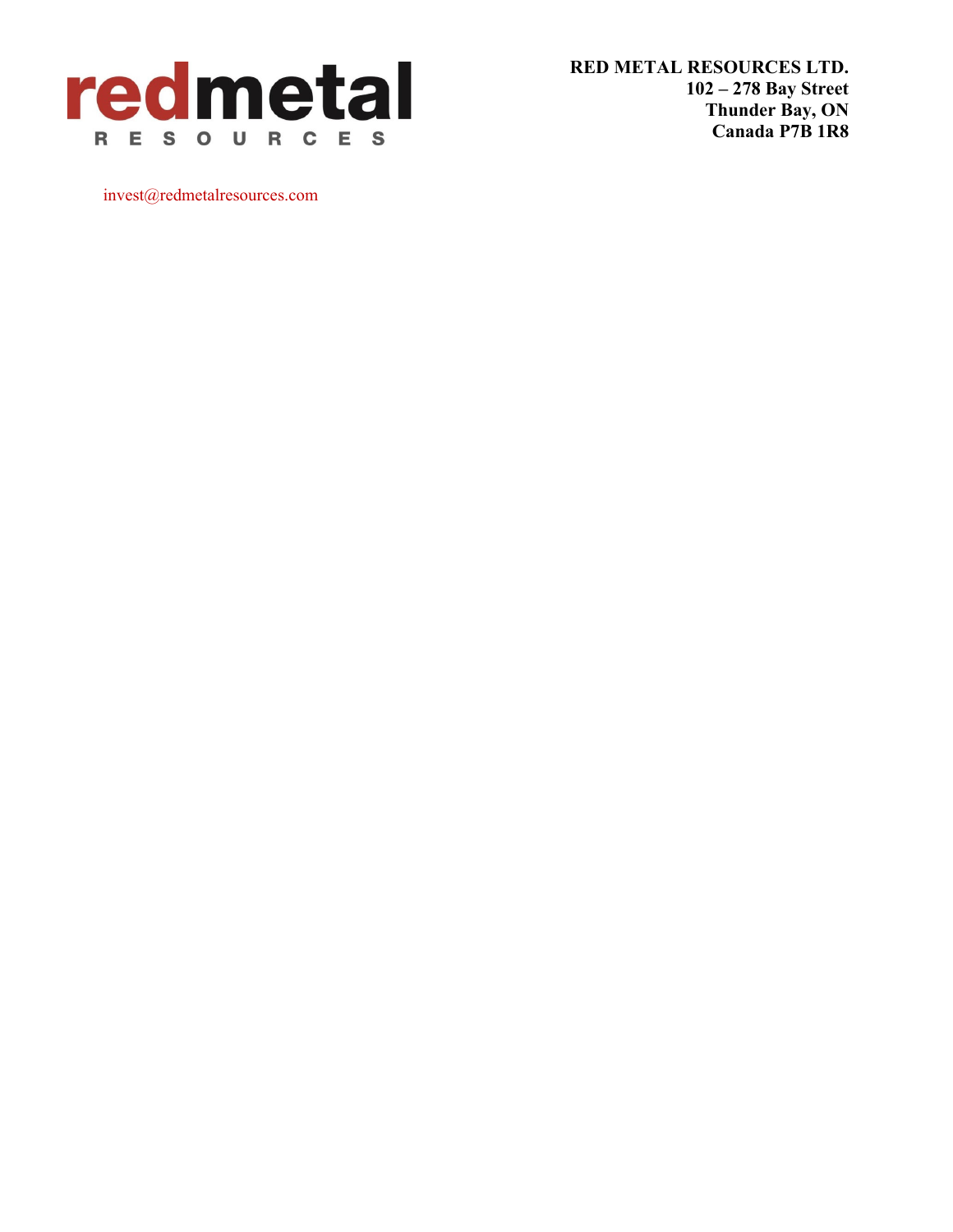redmetal RESOURCES

**RED METAL RESOURCES LTD.**
**102 – 278 Bay Street**
**Thunder Bay, ON**
**Canada P7B 1R8**

invest@redmetalresources.com